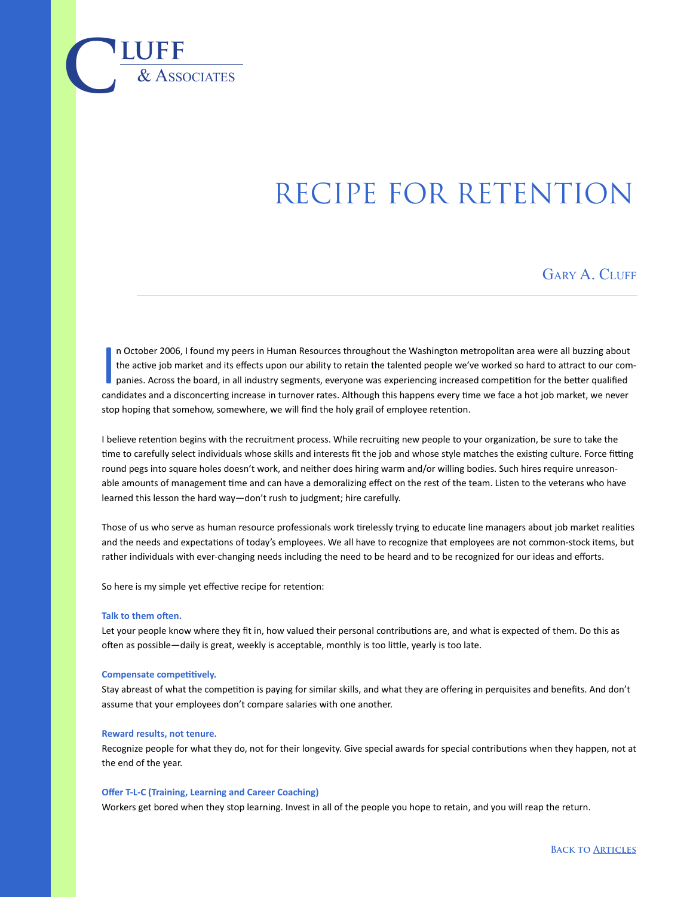# Cluff & Associates

# RECIPE FOR RETENTION

## Gary A. Cluff

In October 2006, I found my peers in Human Resources throughout the Washington metropolitan area were all buzzing about the active job market and its effects upon our ability to retain the talented people we've worked so hard to attract to our companies. Across the board, in all industry segments, everyone was experiencing increased competition for the better qualified candidates and a disconcerting increase in turnover rates. Although this happens every time we face a hot job market, we never stop hoping that somehow, somewhere, we will find the holy grail of employee retention.

I believe retention begins with the recruitment process. While recruiting new people to your organization, be sure to take the time to carefully select individuals whose skills and interests fit the job and whose style matches the existing culture. Force fitting round pegs into square holes doesn't work, and neither does hiring warm and/or willing bodies. Such hires require unreasonable amounts of management time and can have a demoralizing effect on the rest of the team. Listen to the veterans who have learned this lesson the hard way—don't rush to judgment; hire carefully.

Those of us who serve as human resource professionals work tirelessly trying to educate line managers about job market realities and the needs and expectations of today's employees. We all have to recognize that employees are not common-stock items, but rather individuals with ever-changing needs including the need to be heard and to be recognized for our ideas and efforts.

So here is my simple yet effective recipe for retention:

**Talk to them often.**
Let your people know where they fit in, how valued their personal contributions are, and what is expected of them. Do this as often as possible—daily is great, weekly is acceptable, monthly is too little, yearly is too late.

**Compensate competitively.**
Stay abreast of what the competition is paying for similar skills, and what they are offering in perquisites and benefits. And don't assume that your employees don't compare salaries with one another.

**Reward results, not tenure.**
Recognize people for what they do, not for their longevity. Give special awards for special contributions when they happen, not at the end of the year.

**Offer T-L-C (Training, Learning and Career Coaching)**
Workers get bored when they stop learning. Invest in all of the people you hope to retain, and you will reap the return.

Back to Articles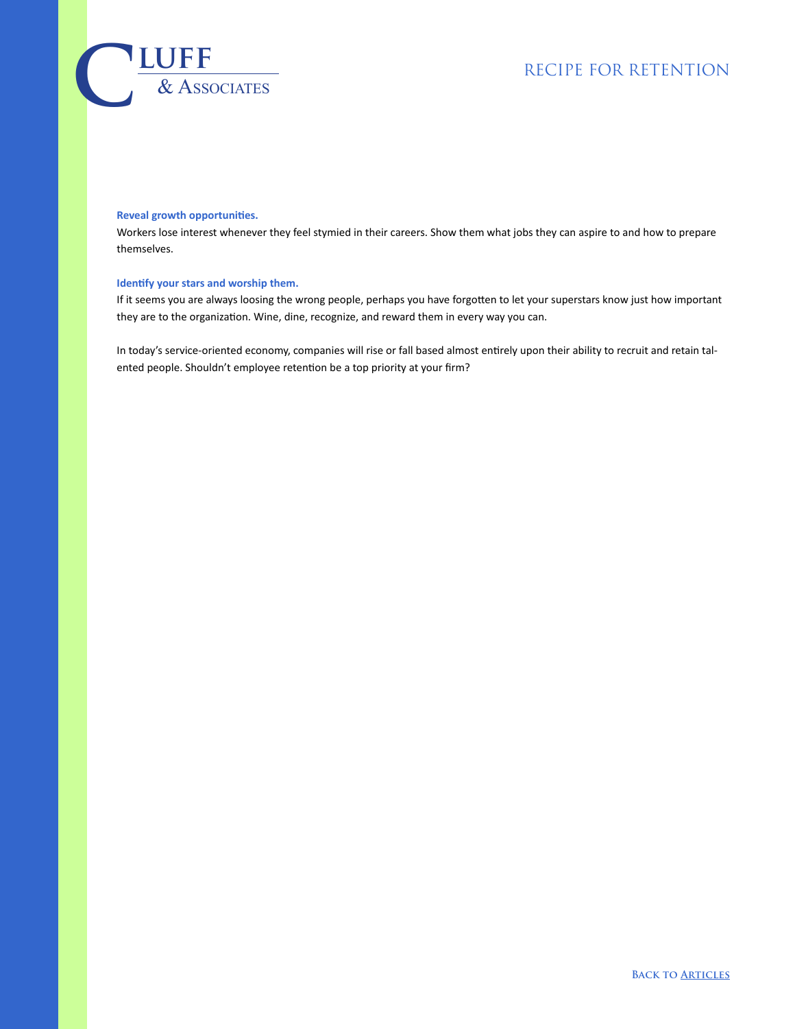**Reveal growth opportunities.**

Workers lose interest whenever they feel stymied in their careers. Show them what jobs they can aspire to and how to prepare themselves.

**Identify your stars and worship them.**

If it seems you are always loosing the wrong people, perhaps you have forgotten to let your superstars know just how important they are to the organization. Wine, dine, recognize, and reward them in every way you can.

In today's service-oriented economy, companies will rise or fall based almost entirely upon their ability to recruit and retain talented people. Shouldn't employee retention be a top priority at your firm?

Back to Articles